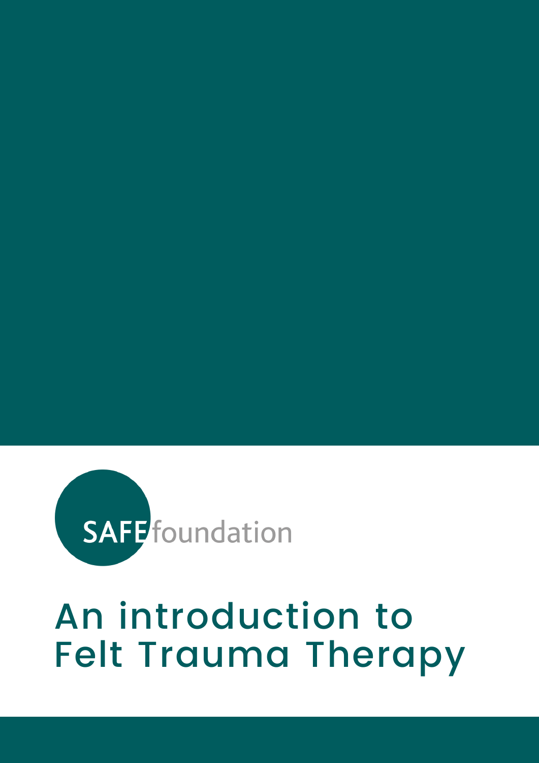SAFE foundation

# An introduction to Felt Trauma Therapy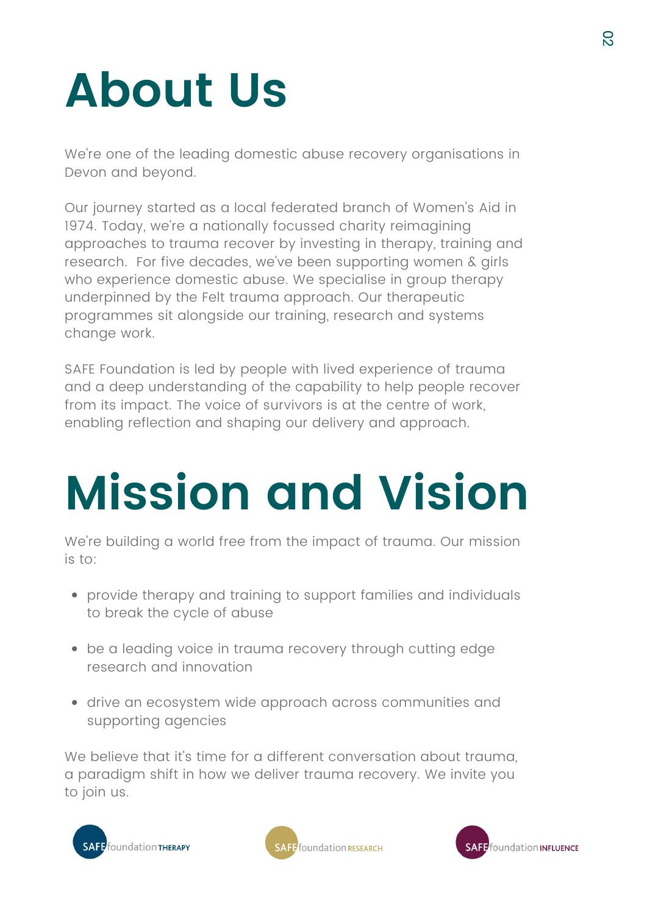# About Us

We're one of the leading domestic abuse recovery organisations in Devon and beyond.

Our journey started as a local federated branch of Women's Aid in 1974. Today, we're a nationally focussed charity reimagining approaches to trauma recover by investing in therapy, training and research. For five decades, we've been supporting women & girls who experience domestic abuse. We specialise in group therapy underpinned by the Felt trauma approach. Our therapeutic programmes sit alongside our training, research and systems change work.

SAFE Foundation is led by people with lived experience of trauma and a deep understanding of the capability to help people recover from its impact. The voice of survivors is at the centre of work, enabling reflection and shaping our delivery and approach.

# Mission and Vision

We're building a world free from the impact of trauma. Our mission is to:

- provide therapy and training to support families and individuals to break the cycle of abuse
- be a leading voice in trauma recovery through cutting edge research and innovation
- drive an ecosystem wide approach across communities and supporting agencies

We believe that it's time for a different conversation about trauma, a paradigm shift in how we deliver trauma recovery. We invite you to join us.

SAFE foundation THERAPY    SAFE foundation RESEARCH    SAFE foundation INFLUENCE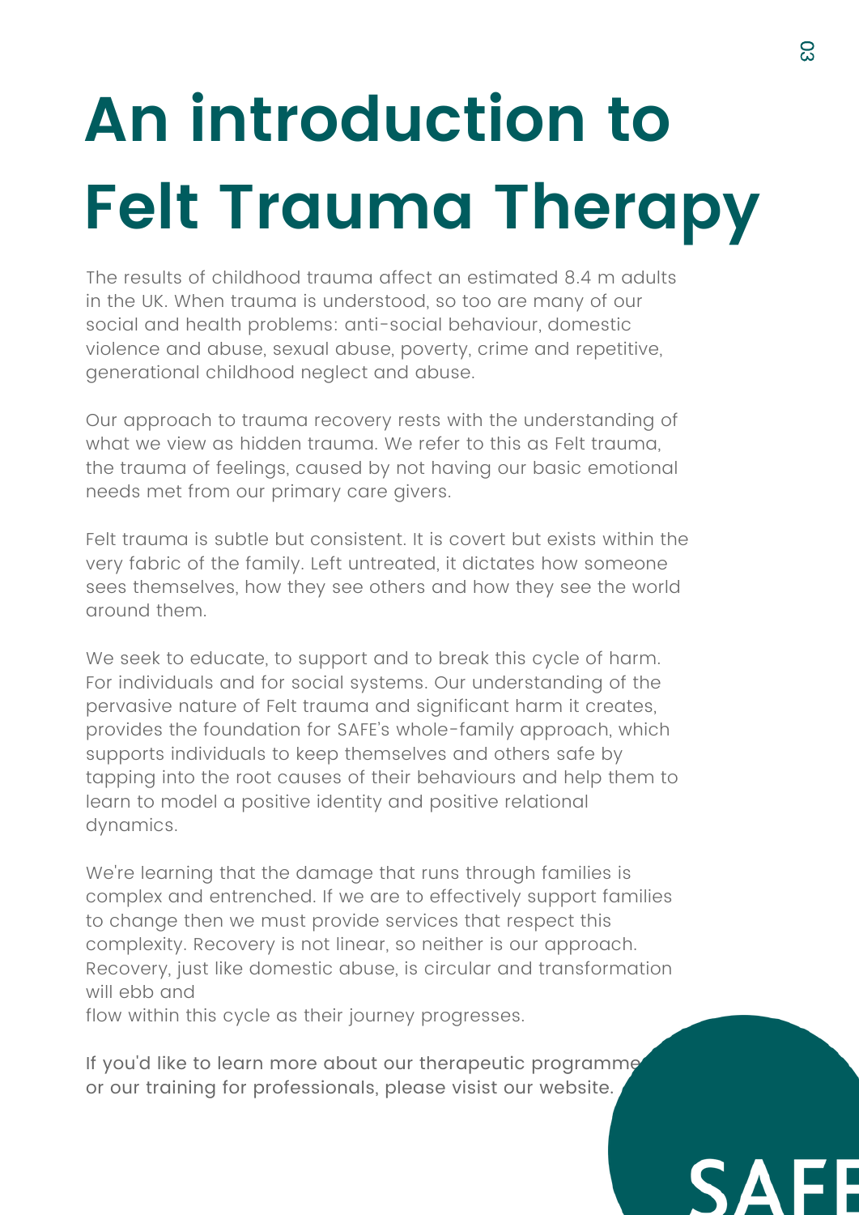# An introduction to Felt Trauma Therapy

The results of childhood trauma affect an estimated 8.4 m adults in the UK. When trauma is understood, so too are many of our social and health problems: anti-social behaviour, domestic violence and abuse, sexual abuse, poverty, crime and repetitive, generational childhood neglect and abuse.

Our approach to trauma recovery rests with the understanding of what we view as hidden trauma. We refer to this as Felt trauma, the trauma of feelings, caused by not having our basic emotional needs met from our primary care givers.

Felt trauma is subtle but consistent. It is covert but exists within the very fabric of the family. Left untreated, it dictates how someone sees themselves, how they see others and how they see the world around them.

We seek to educate, to support and to break this cycle of harm. For individuals and for social systems. Our understanding of the pervasive nature of Felt trauma and significant harm it creates, provides the foundation for SAFE's whole-family approach, which supports individuals to keep themselves and others safe by tapping into the root causes of their behaviours and help them to learn to model a positive identity and positive relational dynamics.

We're learning that the damage that runs through families is complex and entrenched. If we are to effectively support families to change then we must provide services that respect this complexity. Recovery is not linear, so neither is our approach. Recovery, just like domestic abuse, is circular and transformation will ebb and flow within this cycle as their journey progresses.

If you'd like to learn more about our therapeutic programme or our training for professionals, please visit our website.

SAFE